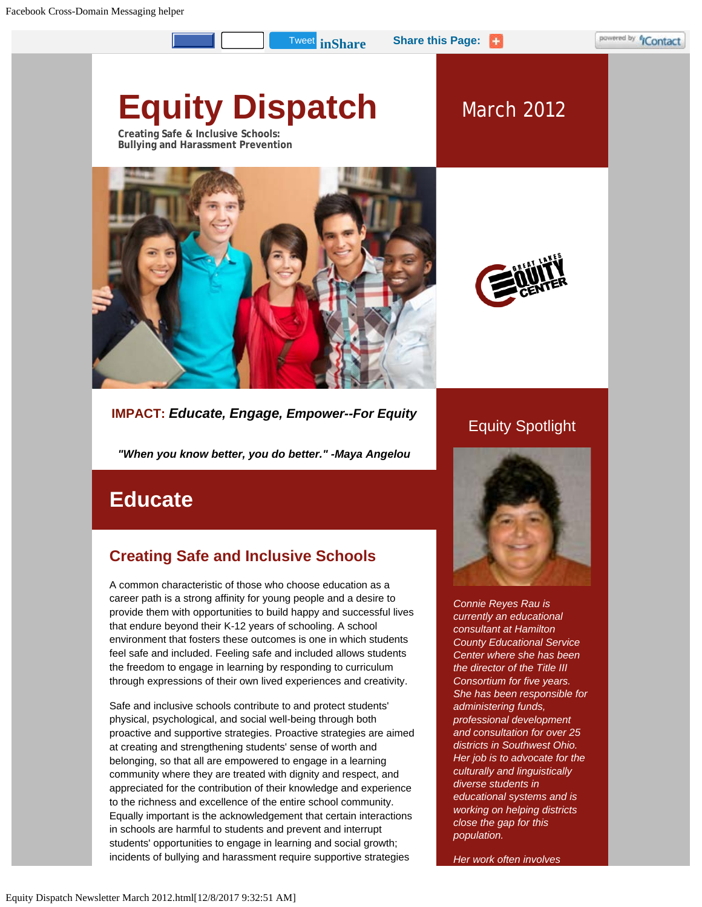Tweet inShare Share this Page:

# Equity Dispatch

**Creating Safe & Inclusive Schools:**
**Bullying and Harassment Prevention**

March 2012

**IMPACT:** ***Educate, Engage, Empower--For Equity***

***"When you know better, you do better." -Maya Angelou***

## Educate

### Creating Safe and Inclusive Schools

A common characteristic of those who choose education as a career path is a strong affinity for young people and a desire to provide them with opportunities to build happy and successful lives that endure beyond their K-12 years of schooling. A school environment that fosters these outcomes is one in which students feel safe and included. Feeling safe and included allows students the freedom to engage in learning by responding to curriculum through expressions of their own lived experiences and creativity.

Safe and inclusive schools contribute to and protect students' physical, psychological, and social well-being through both proactive and supportive strategies. Proactive strategies are aimed at creating and strengthening students' sense of worth and belonging, so that all are empowered to engage in a learning community where they are treated with dignity and respect, and appreciated for the contribution of their knowledge and experience to the richness and excellence of the entire school community. Equally important is the acknowledgement that certain interactions in schools are harmful to students and prevent and interrupt students' opportunities to engage in learning and social growth; incidents of bullying and harassment require supportive strategies

## Equity Spotlight

*Connie Reyes Rau is currently an educational consultant at Hamilton County Educational Service Center where she has been the director of the Title III Consortium for five years. She has been responsible for administering funds, professional development and consultation for over 25 districts in Southwest Ohio. Her job is to advocate for the culturally and linguistically diverse students in educational systems and is working on helping districts close the gap for this population.*

*Her work often involves*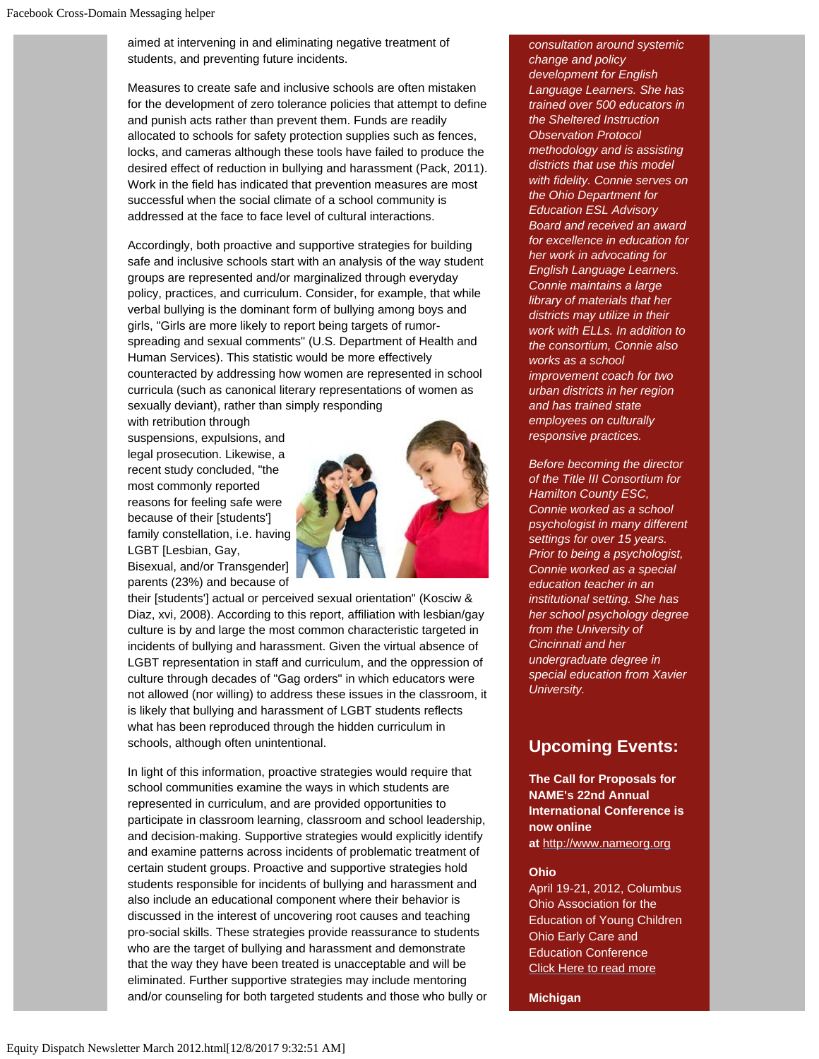aimed at intervening in and eliminating negative treatment of students, and preventing future incidents.

Measures to create safe and inclusive schools are often mistaken for the development of zero tolerance policies that attempt to define and punish acts rather than prevent them. Funds are readily allocated to schools for safety protection supplies such as fences, locks, and cameras although these tools have failed to produce the desired effect of reduction in bullying and harassment (Pack, 2011). Work in the field has indicated that prevention measures are most successful when the social climate of a school community is addressed at the face to face level of cultural interactions.

Accordingly, both proactive and supportive strategies for building safe and inclusive schools start with an analysis of the way student groups are represented and/or marginalized through everyday policy, practices, and curriculum. Consider, for example, that while verbal bullying is the dominant form of bullying among boys and girls, "Girls are more likely to report being targets of rumor-spreading and sexual comments" (U.S. Department of Health and Human Services). This statistic would be more effectively counteracted by addressing how women are represented in school curricula (such as canonical literary representations of women as sexually deviant), rather than simply responding with retribution through suspensions, expulsions, and legal prosecution. Likewise, a recent study concluded, "the most commonly reported reasons for feeling safe were because of their [students'] family constellation, i.e. having LGBT [Lesbian, Gay, Bisexual, and/or Transgender] parents (23%) and because of their [students'] actual or perceived sexual orientation" (Kosciw & Diaz, xvi, 2008). According to this report, affiliation with lesbian/gay culture is by and large the most common characteristic targeted in incidents of bullying and harassment. Given the virtual absence of LGBT representation in staff and curriculum, and the oppression of culture through decades of "Gag orders" in which educators were not allowed (nor willing) to address these issues in the classroom, it is likely that bullying and harassment of LGBT students reflects what has been reproduced through the hidden curriculum in schools, although often unintentional.

In light of this information, proactive strategies would require that school communities examine the ways in which students are represented in curriculum, and are provided opportunities to participate in classroom learning, classroom and school leadership, and decision-making. Supportive strategies would explicitly identify and examine patterns across incidents of problematic treatment of certain student groups. Proactive and supportive strategies hold students responsible for incidents of bullying and harassment and also include an educational component where their behavior is discussed in the interest of uncovering root causes and teaching pro-social skills. These strategies provide reassurance to students who are the target of bullying and harassment and demonstrate that the way they have been treated is unacceptable and will be eliminated. Further supportive strategies may include mentoring and/or counseling for both targeted students and those who bully or

*consultation around systemic change and policy development for English Language Learners. She has trained over 500 educators in the Sheltered Instruction Observation Protocol methodology and is assisting districts that use this model with fidelity. Connie serves on the Ohio Department for Education ESL Advisory Board and received an award for excellence in education for her work in advocating for English Language Learners. Connie maintains a large library of materials that her districts may utilize in their work with ELLs. In addition to the consortium, Connie also works as a school improvement coach for two urban districts in her region and has trained state employees on culturally responsive practices.*

*Before becoming the director of the Title III Consortium for Hamilton County ESC, Connie worked as a school psychologist in many different settings for over 15 years. Prior to being a psychologist, Connie worked as a special education teacher in an institutional setting. She has her school psychology degree from the University of Cincinnati and her undergraduate degree in special education from Xavier University.*

## Upcoming Events:

**The Call for Proposals for NAME's 22nd Annual International Conference is now online at** http://www.nameorg.org

**Ohio**
April 19-21, 2012, Columbus
Ohio Association for the Education of Young Children Ohio Early Care and Education Conference
Click Here to read more

**Michigan**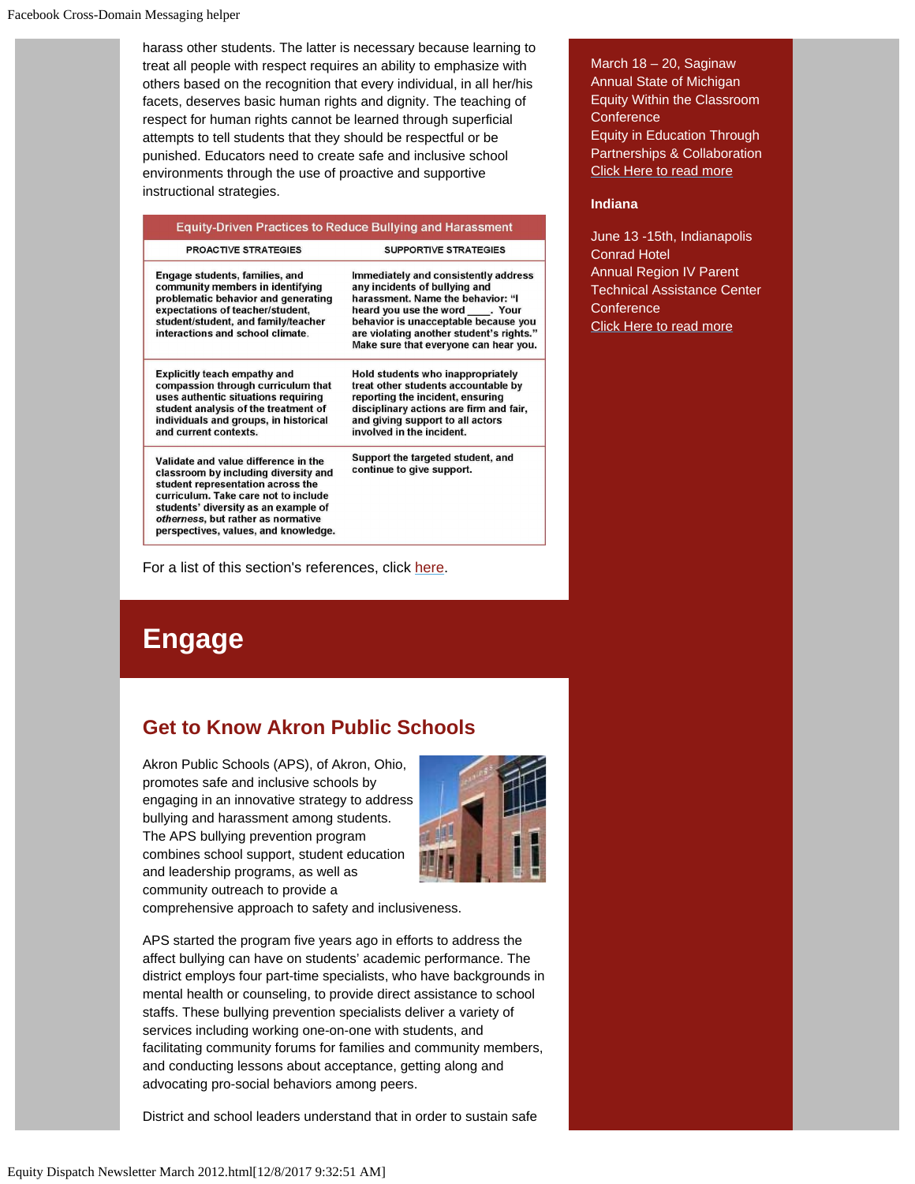harass other students. The latter is necessary because learning to treat all people with respect requires an ability to emphasize with others based on the recognition that every individual, in all her/his facets, deserves basic human rights and dignity. The teaching of respect for human rights cannot be learned through superficial attempts to tell students that they should be respectful or be punished. Educators need to create safe and inclusive school environments through the use of proactive and supportive instructional strategies.

| Equity-Driven Practices to Reduce Bullying and Harassment | |
|---|---|
| **PROACTIVE STRATEGIES** | **SUPPORTIVE STRATEGIES** |
| Engage students, families, and community members in identifying problematic behavior and generating expectations of teacher/student, student/student, and family/teacher interactions and school climate. | Immediately and consistently address any incidents of bullying and harassment. Name the behavior: "I heard you use the word ____. Your behavior is unacceptable because you are violating another student's rights." Make sure that everyone can hear you. |
| Explicitly teach empathy and compassion through curriculum that uses authentic situations requiring student analysis of the treatment of individuals and groups, in historical and current contexts. | Hold students who inappropriately treat other students accountable by reporting the incident, ensuring disciplinary actions are firm and fair, and giving support to all actors involved in the incident. |
| Validate and value difference in the classroom by including diversity and student representation across the curriculum. Take care not to include students' diversity as an example of *otherness*, but rather as normative perspectives, values, and knowledge. | Support the targeted student, and continue to give support. |

For a list of this section's references, click here.

# Engage

## Get to Know Akron Public Schools

Akron Public Schools (APS), of Akron, Ohio, promotes safe and inclusive schools by engaging in an innovative strategy to address bullying and harassment among students. The APS bullying prevention program combines school support, student education and leadership programs, as well as community outreach to provide a comprehensive approach to safety and inclusiveness.

APS started the program five years ago in efforts to address the affect bullying can have on students' academic performance. The district employs four part-time specialists, who have backgrounds in mental health or counseling, to provide direct assistance to school staffs. These bullying prevention specialists deliver a variety of services including working one-on-one with students, and facilitating community forums for families and community members, and conducting lessons about acceptance, getting along and advocating pro-social behaviors among peers.

District and school leaders understand that in order to sustain safe

March 18 – 20, Saginaw
Annual State of Michigan Equity Within the Classroom Conference
Equity in Education Through Partnerships & Collaboration
Click Here to read more

**Indiana**

June 13 -15th, Indianapolis
Conrad Hotel
Annual Region IV Parent Technical Assistance Center Conference
Click Here to read more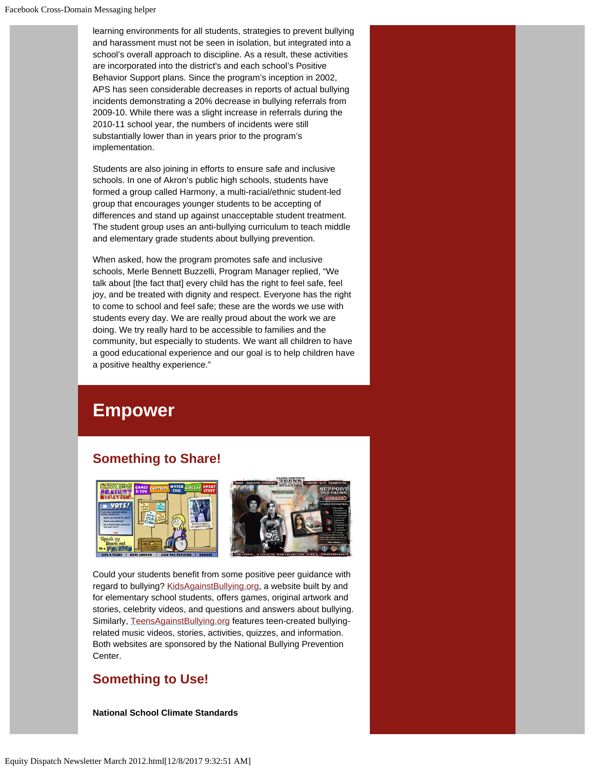learning environments for all students, strategies to prevent bullying and harassment must not be seen in isolation, but integrated into a school's overall approach to discipline. As a result, these activities are incorporated into the district's and each school's Positive Behavior Support plans. Since the program's inception in 2002, APS has seen considerable decreases in reports of actual bullying incidents demonstrating a 20% decrease in bullying referrals from 2009-10. While there was a slight increase in referrals during the 2010-11 school year, the numbers of incidents were still substantially lower than in years prior to the program's implementation.

Students are also joining in efforts to ensure safe and inclusive schools. In one of Akron's public high schools, students have formed a group called Harmony, a multi-racial/ethnic student-led group that encourages younger students to be accepting of differences and stand up against unacceptable student treatment. The student group uses an anti-bullying curriculum to teach middle and elementary grade students about bullying prevention.

When asked, how the program promotes safe and inclusive schools, Merle Bennett Buzzelli, Program Manager replied, "We talk about [the fact that] every child has the right to feel safe, feel joy, and be treated with dignity and respect. Everyone has the right to come to school and feel safe; these are the words we use with students every day. We are really proud about the work we are doing. We try really hard to be accessible to families and the community, but especially to students. We want all children to have a good educational experience and our goal is to help children have a positive healthy experience."

# Empower

## Something to Share!

Could your students benefit from some positive peer guidance with regard to bullying? KidsAgainstBullying.org, a website built by and for elementary school students, offers games, original artwork and stories, celebrity videos, and questions and answers about bullying. Similarly, TeensAgainstBullying.org features teen-created bullying-related music videos, stories, activities, quizzes, and information. Both websites are sponsored by the National Bullying Prevention Center.

## Something to Use!

**National School Climate Standards**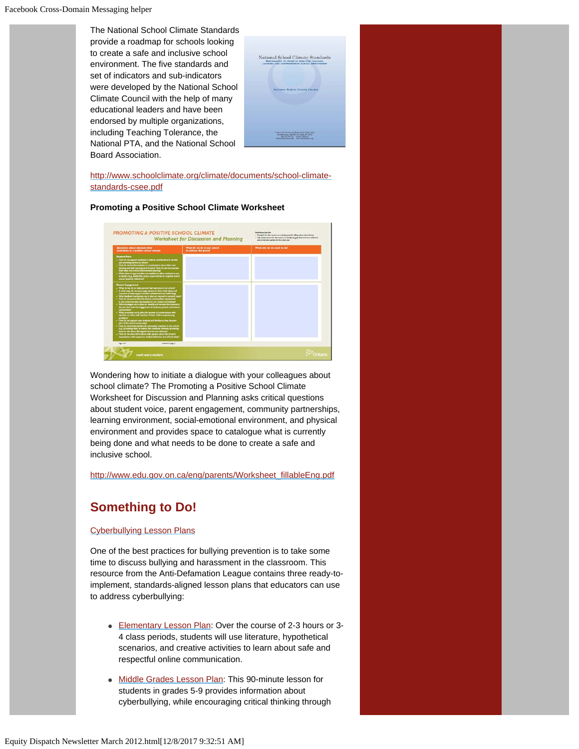The National School Climate Standards provide a roadmap for schools looking to create a safe and inclusive school environment. The five standards and set of indicators and sub-indicators were developed by the National School Climate Council with the help of many educational leaders and have been endorsed by multiple organizations, including Teaching Tolerance, the National PTA, and the National School Board Association.

[http://www.schoolclimate.org/climate/documents/school-climate-standards-csee.pdf](http://www.schoolclimate.org/climate/documents/school-climate-standards-csee.pdf)

**Promoting a Positive School Climate Worksheet**

Wondering how to initiate a dialogue with your colleagues about school climate? The Promoting a Positive School Climate Worksheet for Discussion and Planning asks critical questions about student voice, parent engagement, community partnerships, learning environment, social-emotional environment, and physical environment and provides space to catalogue what is currently being done and what needs to be done to create a safe and inclusive school.

[http://www.edu.gov.on.ca/eng/parents/Worksheet_fillableEng.pdf](http://www.edu.gov.on.ca/eng/parents/Worksheet_fillableEng.pdf)

## Something to Do!

[Cyberbullying Lesson Plans]()

One of the best practices for bullying prevention is to take some time to discuss bullying and harassment in the classroom. This resource from the Anti-Defamation League contains three ready-to-implement, standards-aligned lesson plans that educators can use to address cyberbullying:

- [Elementary Lesson Plan](): Over the course of 2-3 hours or 3-4 class periods, students will use literature, hypothetical scenarios, and creative activities to learn about safe and respectful online communication.
- [Middle Grades Lesson Plan](): This 90-minute lesson for students in grades 5-9 provides information about cyberbullying, while encouraging critical thinking through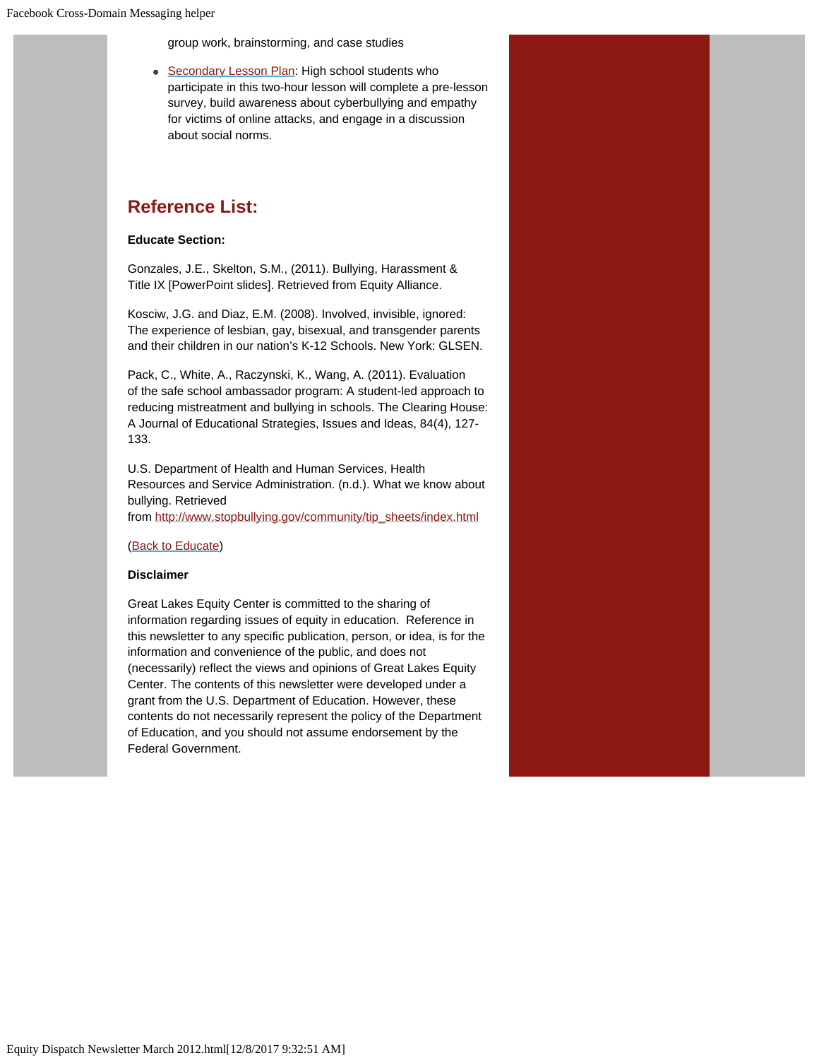group work, brainstorming, and case studies

- Secondary Lesson Plan: High school students who participate in this two-hour lesson will complete a pre-lesson survey, build awareness about cyberbullying and empathy for victims of online attacks, and engage in a discussion about social norms.

## Reference List:

**Educate Section:**

Gonzales, J.E., Skelton, S.M., (2011). Bullying, Harassment & Title IX [PowerPoint slides]. Retrieved from Equity Alliance.

Kosciw, J.G. and Diaz, E.M. (2008). Involved, invisible, ignored: The experience of lesbian, gay, bisexual, and transgender parents and their children in our nation's K-12 Schools. New York: GLSEN.

Pack, C., White, A., Raczynski, K., Wang, A. (2011). Evaluation of the safe school ambassador program: A student-led approach to reducing mistreatment and bullying in schools. The Clearing House: A Journal of Educational Strategies, Issues and Ideas, 84(4), 127-133.

U.S. Department of Health and Human Services, Health Resources and Service Administration. (n.d.). What we know about bullying. Retrieved from http://www.stopbullying.gov/community/tip_sheets/index.html

(Back to Educate)

**Disclaimer**

Great Lakes Equity Center is committed to the sharing of information regarding issues of equity in education. Reference in this newsletter to any specific publication, person, or idea, is for the information and convenience of the public, and does not (necessarily) reflect the views and opinions of Great Lakes Equity Center. The contents of this newsletter were developed under a grant from the U.S. Department of Education. However, these contents do not necessarily represent the policy of the Department of Education, and you should not assume endorsement by the Federal Government.